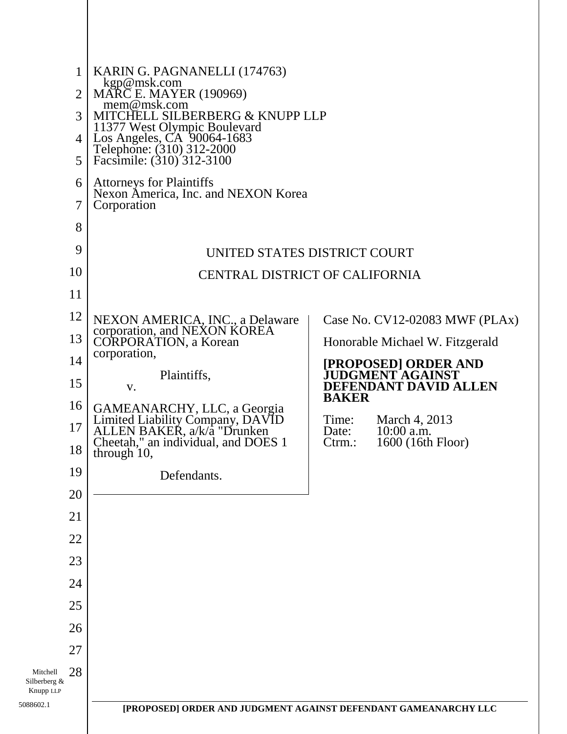KARIN G. PAGNANELLI (174763)
kgp@msk.com
MARC E. MAYER (190969)
mem@msk.com
MITCHELL SILBERBERG & KNUPP LLP
11377 West Olympic Boulevard
Los Angeles, CA 90064-1683
Telephone: (310) 312-2000
Facsimile: (310) 312-3100

Attorneys for Plaintiffs
Nexon America, Inc. and NEXON Korea Corporation

UNITED STATES DISTRICT COURT

CENTRAL DISTRICT OF CALIFORNIA

NEXON AMERICA, INC., a Delaware corporation, and NEXON KOREA CORPORATION, a Korean corporation,

Plaintiffs,

v.

GAMEANARCHY, LLC, a Georgia Limited Liability Company, DAVID ALLEN BAKER, a/k/a "Drunken Cheetah," an individual, and DOES 1 through 10,

Defendants.

Case No. CV12-02083 MWF (PLAx)

Honorable Michael W. Fitzgerald

**[PROPOSED] ORDER AND JUDGMENT AGAINST DEFENDANT DAVID ALLEN BAKER**

Time: March 4, 2013
Date: 10:00 a.m.
Ctrm.: 1600 (16th Floor)

[PROPOSED] ORDER AND JUDGMENT AGAINST DEFENDANT GAMEANARCHY LLC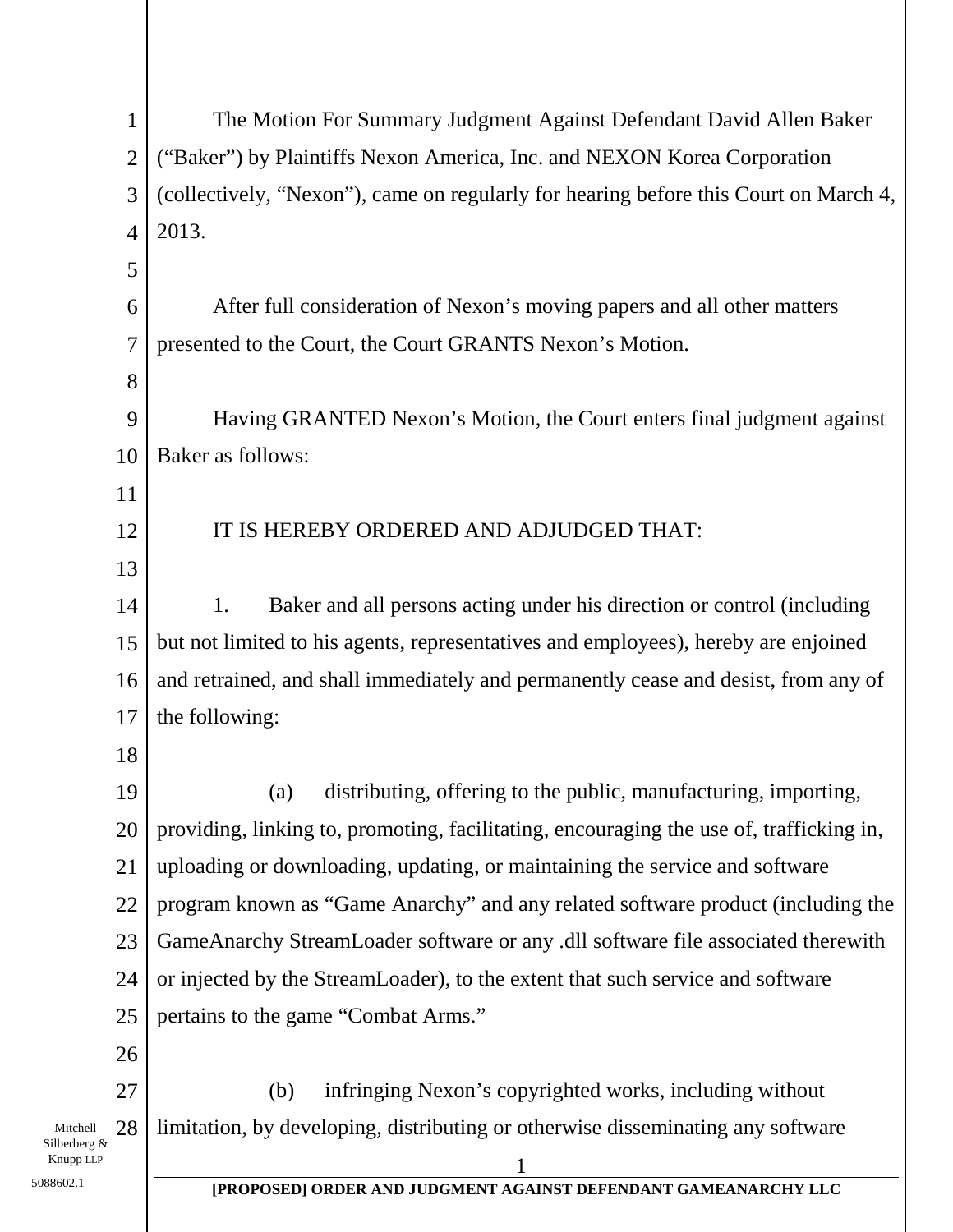The Motion For Summary Judgment Against Defendant David Allen Baker ("Baker") by Plaintiffs Nexon America, Inc. and NEXON Korea Corporation (collectively, "Nexon"), came on regularly for hearing before this Court on March 4, 2013.

After full consideration of Nexon's moving papers and all other matters presented to the Court, the Court GRANTS Nexon's Motion.

Having GRANTED Nexon's Motion, the Court enters final judgment against Baker as follows:

IT IS HEREBY ORDERED AND ADJUDGED THAT:

1. Baker and all persons acting under his direction or control (including but not limited to his agents, representatives and employees), hereby are enjoined and retrained, and shall immediately and permanently cease and desist, from any of the following:

(a) distributing, offering to the public, manufacturing, importing, providing, linking to, promoting, facilitating, encouraging the use of, trafficking in, uploading or downloading, updating, or maintaining the service and software program known as "Game Anarchy" and any related software product (including the GameAnarchy StreamLoader software or any .dll software file associated therewith or injected by the StreamLoader), to the extent that such service and software pertains to the game "Combat Arms."

(b) infringing Nexon's copyrighted works, including without limitation, by developing, distributing or otherwise disseminating any software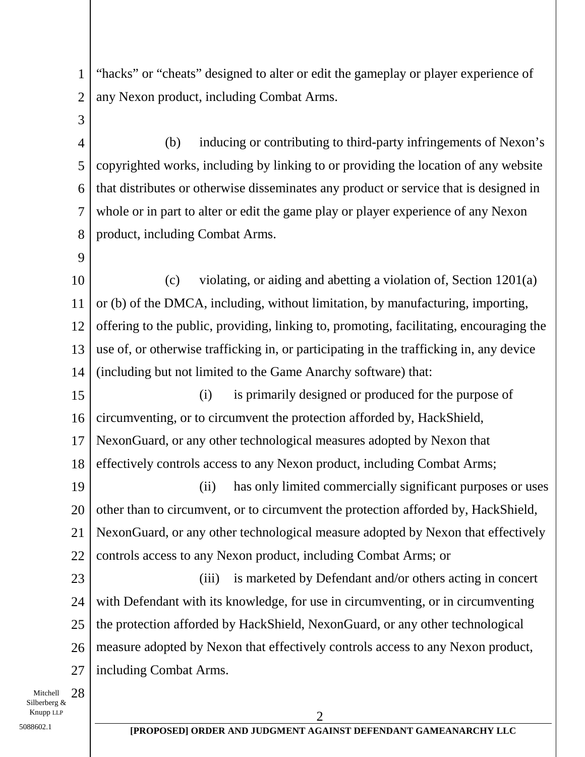"hacks" or "cheats" designed to alter or edit the gameplay or player experience of any Nexon product, including Combat Arms.

(b) inducing or contributing to third-party infringements of Nexon's copyrighted works, including by linking to or providing the location of any website that distributes or otherwise disseminates any product or service that is designed in whole or in part to alter or edit the game play or player experience of any Nexon product, including Combat Arms.

(c) violating, or aiding and abetting a violation of, Section 1201(a) or (b) of the DMCA, including, without limitation, by manufacturing, importing, offering to the public, providing, linking to, promoting, facilitating, encouraging the use of, or otherwise trafficking in, or participating in the trafficking in, any device (including but not limited to the Game Anarchy software) that:

(i) is primarily designed or produced for the purpose of circumventing, or to circumvent the protection afforded by, HackShield, NexonGuard, or any other technological measures adopted by Nexon that effectively controls access to any Nexon product, including Combat Arms;

(ii) has only limited commercially significant purposes or uses other than to circumvent, or to circumvent the protection afforded by, HackShield, NexonGuard, or any other technological measure adopted by Nexon that effectively controls access to any Nexon product, including Combat Arms; or

(iii) is marketed by Defendant and/or others acting in concert with Defendant with its knowledge, for use in circumventing, or in circumventing the protection afforded by HackShield, NexonGuard, or any other technological measure adopted by Nexon that effectively controls access to any Nexon product, including Combat Arms.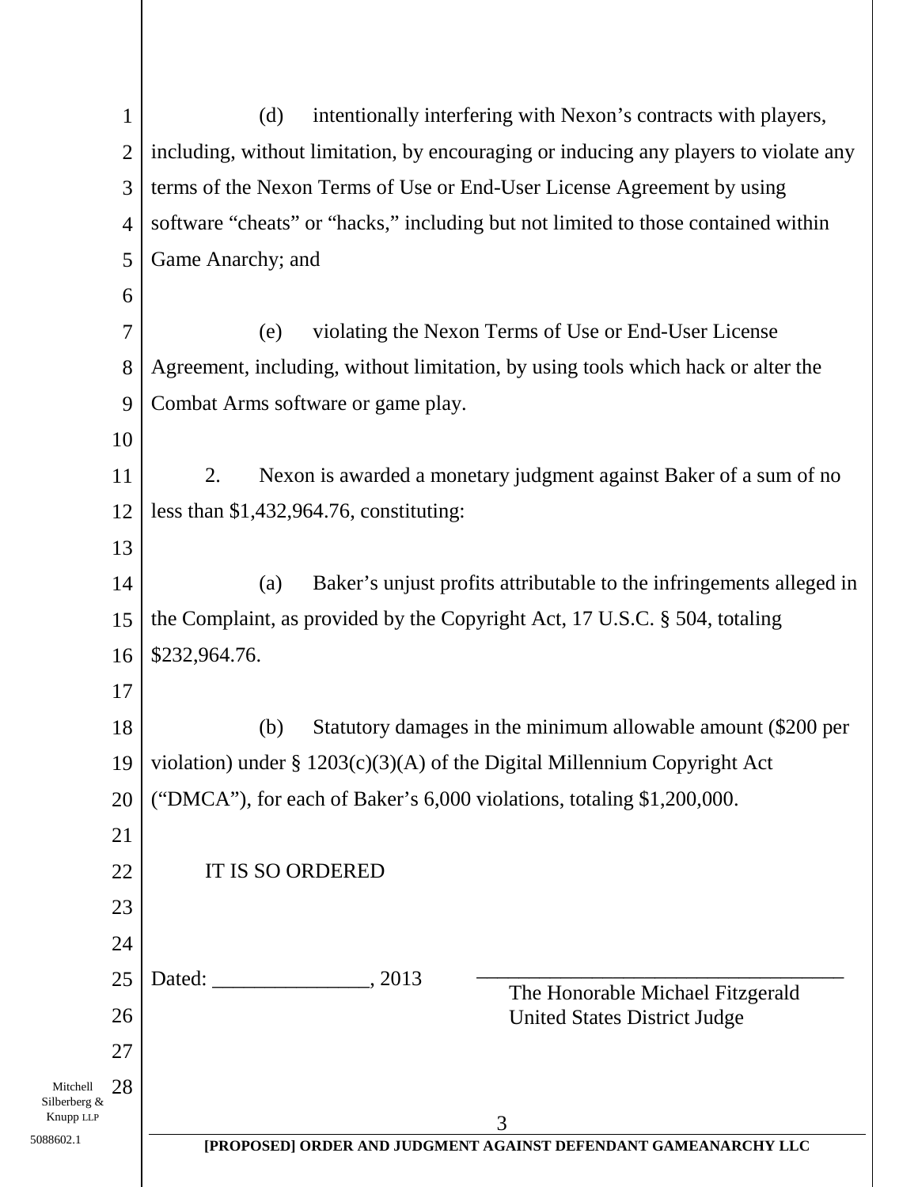(d) intentionally interfering with Nexon's contracts with players, including, without limitation, by encouraging or inducing any players to violate any terms of the Nexon Terms of Use or End-User License Agreement by using software "cheats" or "hacks," including but not limited to those contained within Game Anarchy; and

(e) violating the Nexon Terms of Use or End-User License Agreement, including, without limitation, by using tools which hack or alter the Combat Arms software or game play.

2. Nexon is awarded a monetary judgment against Baker of a sum of no less than $1,432,964.76, constituting:

(a) Baker's unjust profits attributable to the infringements alleged in the Complaint, as provided by the Copyright Act, 17 U.S.C. § 504, totaling $232,964.76.

(b) Statutory damages in the minimum allowable amount ($200 per violation) under § 1203(c)(3)(A) of the Digital Millennium Copyright Act ("DMCA"), for each of Baker's 6,000 violations, totaling $1,200,000.

IT IS SO ORDERED

Dated: _______________, 2013

___________________________________
The Honorable Michael Fitzgerald
United States District Judge

**[PROPOSED] ORDER AND JUDGMENT AGAINST DEFENDANT GAMEANARCHY LLC**